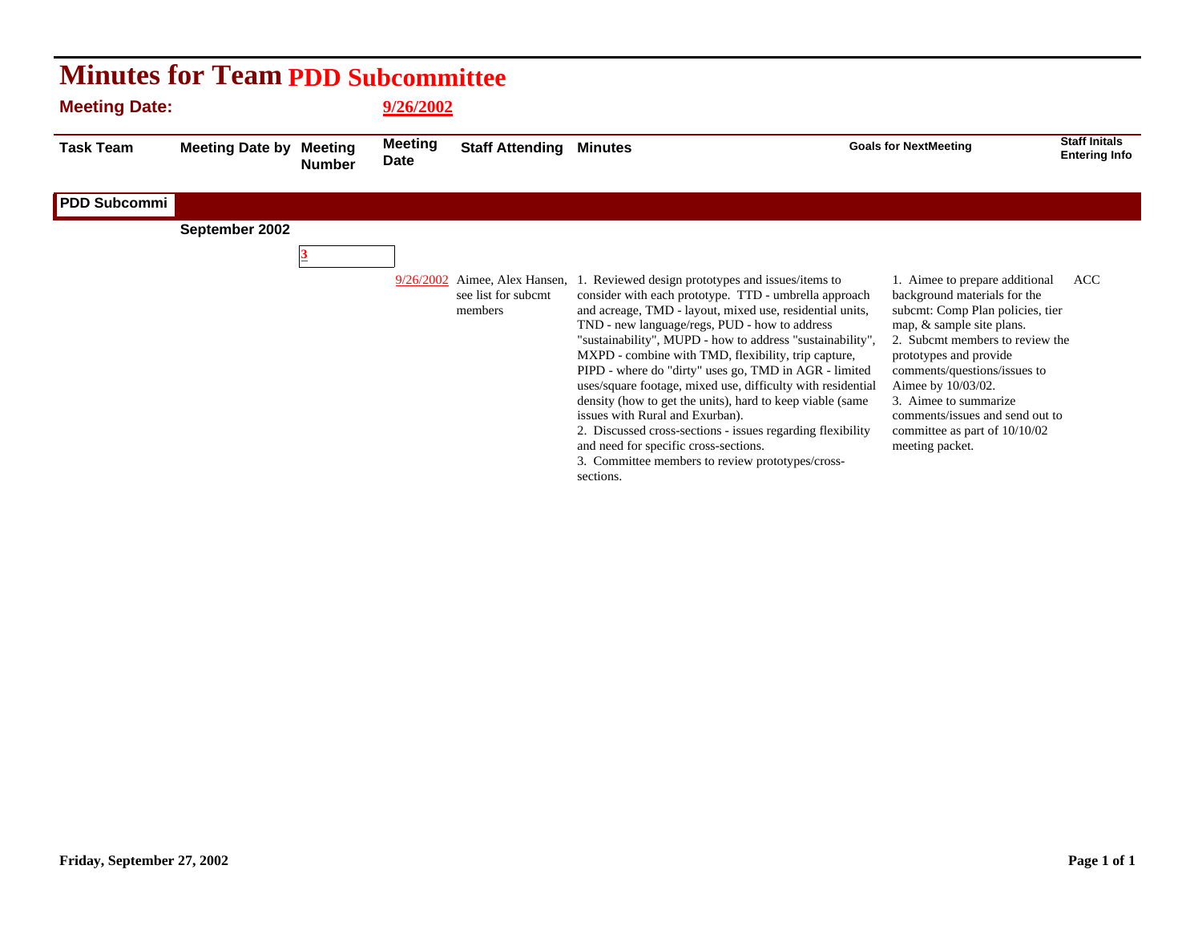# Minutes for Team PDD Subcommittee

**Meeting Date:** 9/26/2002

| Task Team | Meeting Date by | Meeting Number | Meeting Date | Staff Attending | Minutes | Goals for NextMeeting | Staff Initals Entering Info |
|---|---|---|---|---|---|---|---|
| **PDD Subcommi** | | | | | | | |
| | **September 2002** | | | | | | |
| | | 3 | | | | | |
| | | | 9/26/2002 | Aimee, Alex Hansen, see list for subcmt members | 1. Reviewed design prototypes and issues/items to consider with each prototype. TTD - umbrella approach and acreage, TMD - layout, mixed use, residential units, TND - new language/regs, PUD - how to address "sustainability", MUPD - how to address "sustainability", MXPD - combine with TMD, flexibility, trip capture, PIPD - where do "dirty" uses go, TMD in AGR - limited uses/square footage, mixed use, difficulty with residential density (how to get the units), hard to keep viable (same issues with Rural and Exurban).<br>2. Discussed cross-sections - issues regarding flexibility and need for specific cross-sections.<br>3. Committee members to review prototypes/cross-sections. | 1. Aimee to prepare additional background materials for the subcmt: Comp Plan policies, tier map, & sample site plans.<br>2. Subcmt members to review the prototypes and provide comments/questions/issues to Aimee by 10/03/02.<br>3. Aimee to summarize comments/issues and send out to committee as part of 10/10/02 meeting packet. | ACC |

**Friday, September 27, 2002**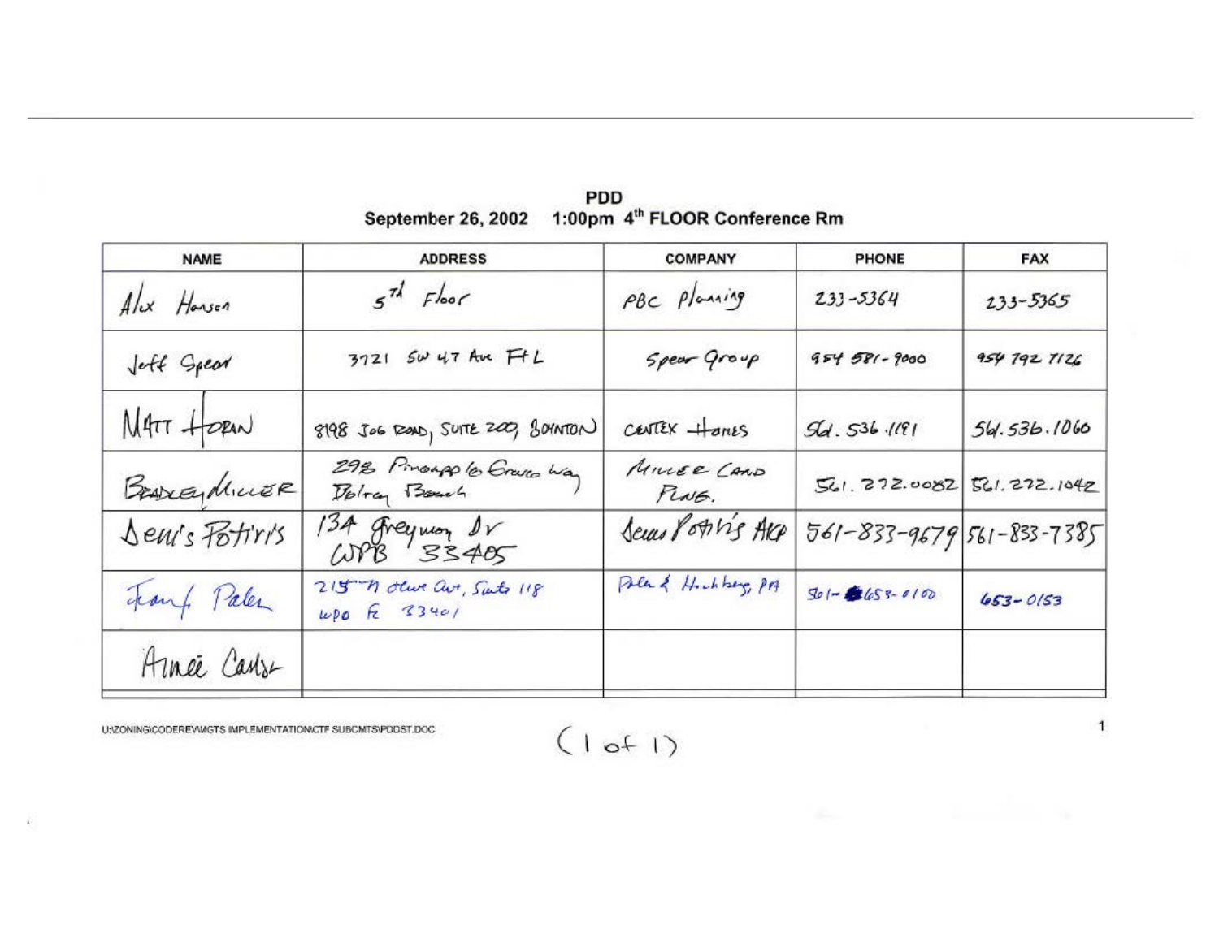**PDD**
**September 26, 2002 1:00pm 4th FLOOR Conference Rm**

| NAME | ADDRESS | COMPANY | PHONE | FAX |
|---|---|---|---|---|
| Alex Hansen | 5th Floor | PBC Planning | 233-5364 | 233-5365 |
| Jeff Spear | 3721 SW 47 Ave FtL | Spear Group | 954 581-9000 | 954 792 7126 |
| MATT HORAN | 8198 JOG ROAD, SUITE 200, BOYNTON | CENTEX HOMES | 561.536.1181 | 561.536.1060 |
| BRADLEY MILLER | 298 Pineapple Grove Way Delray Beach | MILLER LAND PLNG. | 561.272.0082 | 561.272.1042 |
| Dennis Potiris | 134 Greymon Dr WPB 33405 | Dennis Potiris AICP | 561-833-9679 | 561-833-7385 |
| Frank Palen | 215 N Olive Ave, Suite 118 WPB FL 33401 | Palen & Hochberg, PA | 561-653-0100 | 653-0153 |
| Aimee Carlson | | | | |

U:\ZONING\CODEREV\MGTS IMPLEMENTATION\CTF SUBCMTS\PDDST.DOC

(1 of 1)